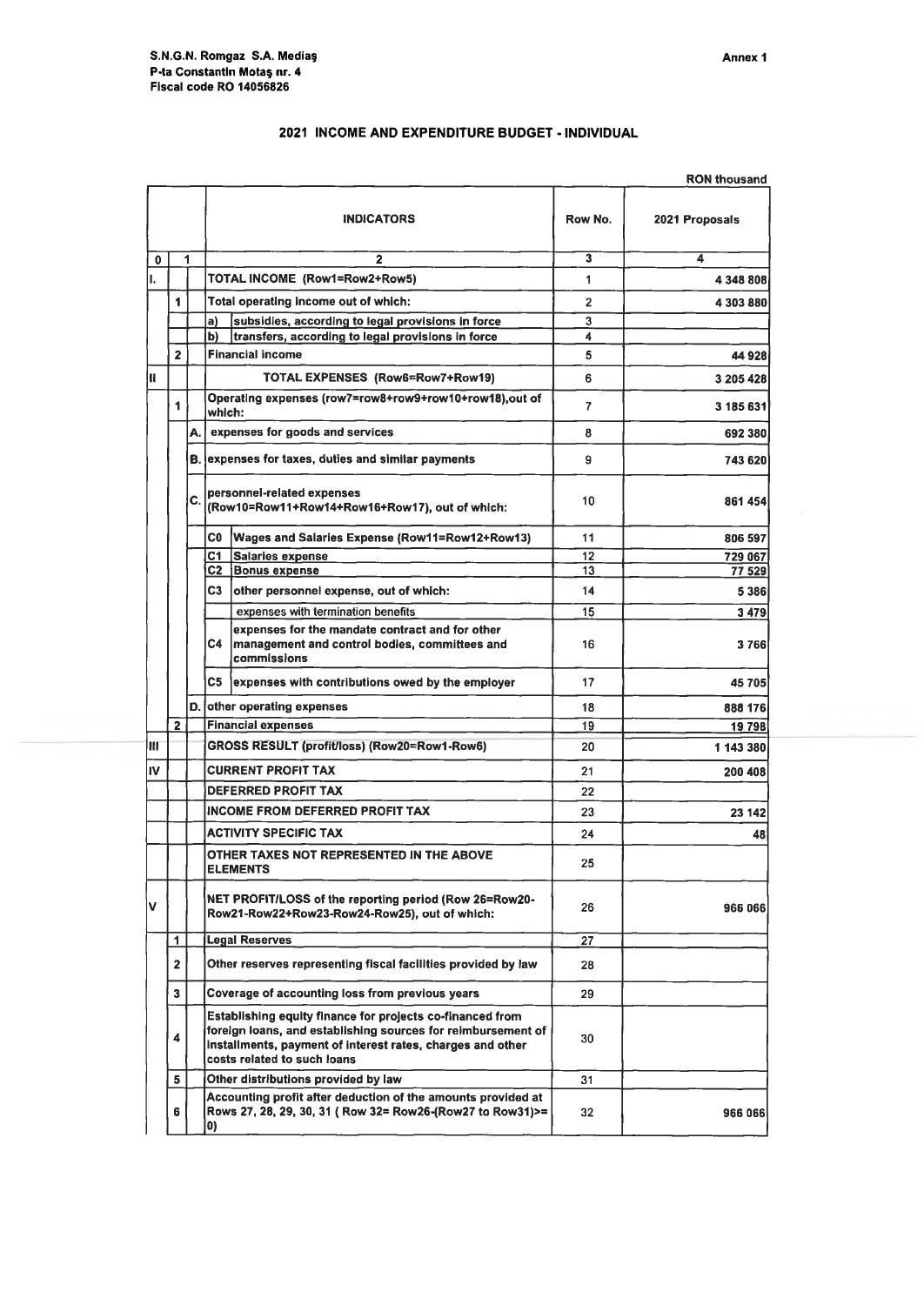**S.N.G.N. Romgaz S.A. Mediaş**
**P-ta Constantin Motaş nr. 4**
**Fiscal code RO 14056826**

**Annex 1**

## 2021 INCOME AND EXPENDITURE BUDGET - INDIVIDUAL

RON thousand

| 0 | 1 | | 2 | | 3 | 4 |
|---|---|---|---|---|---|---|
| | | | **INDICATORS** | | **Row No.** | **2021 Proposals** |
| I. | | | **TOTAL INCOME (Row1=Row2+Row5)** | | 1 | 4 348 808 |
| | 1 | | **Total operating income out of which:** | | 2 | 4 303 880 |
| | | | a) | subsidies, according to legal provisions in force | 3 | |
| | | | b) | transfers, according to legal provisions in force | 4 | |
| | 2 | | **Financial income** | | 5 | 44 928 |
| II | | | **TOTAL EXPENSES (Row6=Row7+Row19)** | | 6 | 3 205 428 |
| | 1 | | **Operating expenses (row7=row8+row9+row10+row18),out of which:** | | 7 | 3 185 631 |
| | | A. | expenses for goods and services | | 8 | 692 380 |
| | | B. | expenses for taxes, duties and similar payments | | 9 | 743 620 |
| | | C. | personnel-related expenses (Row10=Row11+Row14+Row16+Row17), out of which: | | 10 | 861 454 |
| | | | C0 | Wages and Salaries Expense (Row11=Row12+Row13) | 11 | 806 597 |
| | | | C1 | Salaries expense | 12 | 729 067 |
| | | | C2 | Bonus expense | 13 | 77 529 |
| | | | C3 | other personnel expense, out of which: | 14 | 5 386 |
| | | | | expenses with termination benefits | 15 | 3 479 |
| | | | C4 | expenses for the mandate contract and for other management and control bodies, committees and commissions | 16 | 3 766 |
| | | | C5 | expenses with contributions owed by the employer | 17 | 45 705 |
| | | D. | other operating expenses | | 18 | 888 176 |
| | 2 | | **Financial expenses** | | 19 | 19 798 |
| III | | | **GROSS RESULT (profit/loss) (Row20=Row1-Row6)** | | 20 | 1 143 380 |
| IV | | | **CURRENT PROFIT TAX** | | 21 | 200 408 |
| | | | **DEFERRED PROFIT TAX** | | 22 | |
| | | | **INCOME FROM DEFERRED PROFIT TAX** | | 23 | 23 142 |
| | | | **ACTIVITY SPECIFIC TAX** | | 24 | 48 |
| | | | **OTHER TAXES NOT REPRESENTED IN THE ABOVE ELEMENTS** | | 25 | |
| V | | | **NET PROFIT/LOSS of the reporting period (Row 26=Row20-Row21-Row22+Row23-Row24-Row25), out of which:** | | 26 | 966 066 |
| | 1 | | **Legal Reserves** | | 27 | |
| | 2 | | **Other reserves representing fiscal facilities provided by law** | | 28 | |
| | 3 | | **Coverage of accounting loss from previous years** | | 29 | |
| | 4 | | **Establishing equity finance for projects co-financed from foreign loans, and establishing sources for reimbursement of installments, payment of interest rates, charges and other costs related to such loans** | | 30 | |
| | 5 | | **Other distributions provided by law** | | 31 | |
| | 6 | | **Accounting profit after deduction of the amounts provided at Rows 27, 28, 29, 30, 31 ( Row 32= Row26-(Row27 to Row31)>= 0)** | | 32 | 966 066 |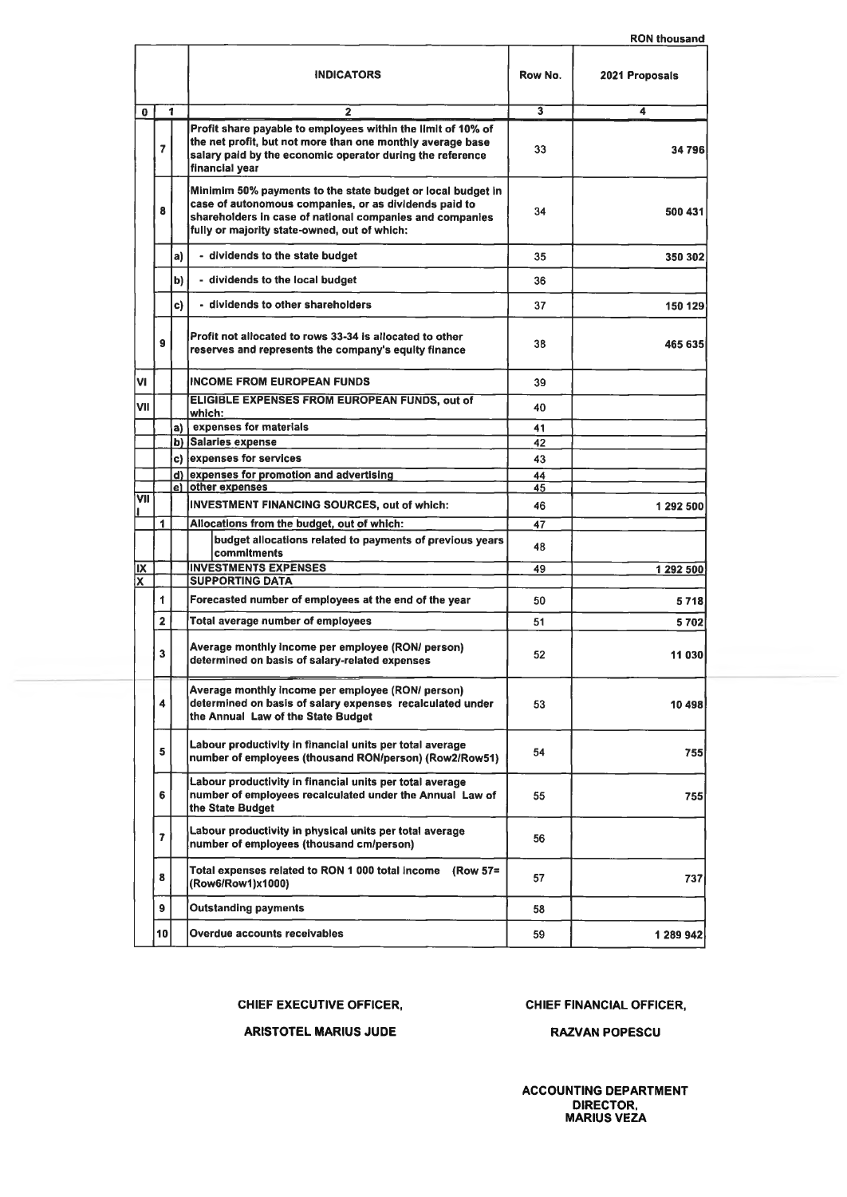RON thousand

| | | | INDICATORS | Row No. | 2021 Proposals |
|---|---|---|---|---|---|
| 0 | 1 | | 2 | 3 | 4 |
| | 7 | | Profit share payable to employees within the limit of 10% of the net profit, but not more than one monthly average base salary paid by the economic operator during the reference financial year | 33 | 34 796 |
| | 8 | | Minimim 50% payments to the state budget or local budget in case of autonomous companies, or as dividends paid to shareholders in case of national companies and companies fully or majority state-owned, out of which: | 34 | 500 431 |
| | | a) | - dividends to the state budget | 35 | 350 302 |
| | | b) | - dividends to the local budget | 36 | |
| | | c) | - dividends to other shareholders | 37 | 150 129 |
| | 9 | | Profit not allocated to rows 33-34 is allocated to other reserves and represents the company's equity finance | 38 | 465 635 |
| VI | | | INCOME FROM EUROPEAN FUNDS | 39 | |
| VII | | | ELIGIBLE EXPENSES FROM EUROPEAN FUNDS, out of which: | 40 | |
| | | a) | expenses for materials | 41 | |
| | | b) | Salaries expense | 42 | |
| | | c) | expenses for services | 43 | |
| | | d) | expenses for promotion and advertising | 44 | |
| | | e) | other expenses | 45 | |
| VIII | | | INVESTMENT FINANCING SOURCES, out of which: | 46 | 1 292 500 |
| | 1 | | Allocations from the budget, out of which: | 47 | |
| | | | budget allocations related to payments of previous years commitments | 48 | |
| IX | | | INVESTMENTS EXPENSES | 49 | 1 292 500 |
| X | | | SUPPORTING DATA | | |
| | 1 | | Forecasted number of employees at the end of the year | 50 | 5 718 |
| | 2 | | Total average number of employees | 51 | 5 702 |
| | 3 | | Average monthly income per employee (RON/ person) determined on basis of salary-related expenses | 52 | 11 030 |
| | 4 | | Average monthly income per employee (RON/ person) determined on basis of salary expenses recalculated under the Annual Law of the State Budget | 53 | 10 498 |
| | 5 | | Labour productivity in financial units per total average number of employees (thousand RON/person) (Row2/Row51) | 54 | 755 |
| | 6 | | Labour productivity in financial units per total average number of employees recalculated under the Annual Law of the State Budget | 55 | 755 |
| | 7 | | Labour productivity in physical units per total average number of employees (thousand cm/person) | 56 | |
| | 8 | | Total expenses related to RON 1 000 total income (Row 57= (Row6/Row1)x1000) | 57 | 737 |
| | 9 | | Outstanding payments | 58 | |
| | 10 | | Overdue accounts receivables | 59 | 1 289 942 |

**CHIEF EXECUTIVE OFFICER,**

**ARISTOTEL MARIUS JUDE**

**CHIEF FINANCIAL OFFICER,**

**RAZVAN POPESCU**

**ACCOUNTING DEPARTMENT DIRECTOR,**
**MARIUS VEZA**